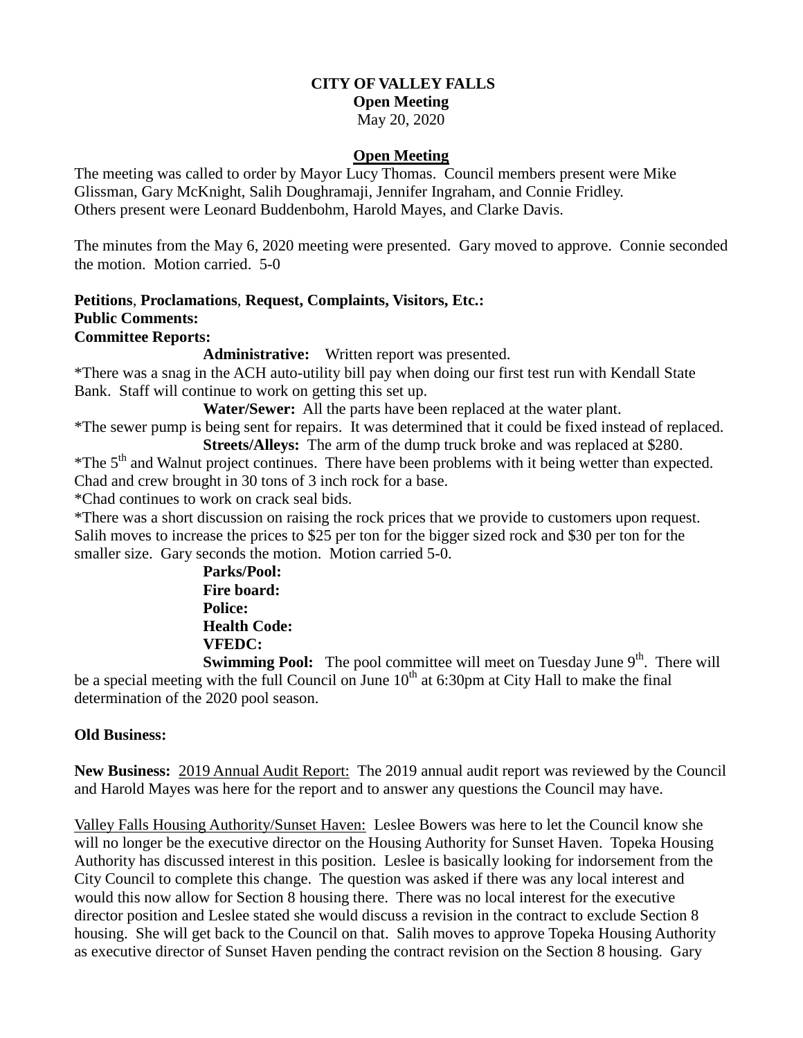**CITY OF VALLEY FALLS**
**Open Meeting**
May 20, 2020

**Open Meeting**

The meeting was called to order by Mayor Lucy Thomas. Council members present were Mike Glissman, Gary McKnight, Salih Doughramaji, Jennifer Ingraham, and Connie Fridley. Others present were Leonard Buddenbohm, Harold Mayes, and Clarke Davis.

The minutes from the May 6, 2020 meeting were presented. Gary moved to approve. Connie seconded the motion. Motion carried. 5-0

**Petitions**, **Proclamations**, **Request, Complaints, Visitors, Etc.:**
**Public Comments:**
**Committee Reports:**

**Administrative:** Written report was presented.

*There was a snag in the ACH auto-utility bill pay when doing our first test run with Kendall State Bank. Staff will continue to work on getting this set up.

**Water/Sewer:** All the parts have been replaced at the water plant.

*The sewer pump is being sent for repairs. It was determined that it could be fixed instead of replaced.

**Streets/Alleys:** The arm of the dump truck broke and was replaced at $280.

*The 5th and Walnut project continues. There have been problems with it being wetter than expected. Chad and crew brought in 30 tons of 3 inch rock for a base.

*Chad continues to work on crack seal bids.

*There was a short discussion on raising the rock prices that we provide to customers upon request. Salih moves to increase the prices to $25 per ton for the bigger sized rock and $30 per ton for the smaller size. Gary seconds the motion. Motion carried 5-0.

**Parks/Pool:**
**Fire board:**
**Police:**
**Health Code:**
**VFEDC:**

**Swimming Pool:** The pool committee will meet on Tuesday June 9th. There will be a special meeting with the full Council on June 10th at 6:30pm at City Hall to make the final determination of the 2020 pool season.

**Old Business:**

**New Business:** 2019 Annual Audit Report: The 2019 annual audit report was reviewed by the Council and Harold Mayes was here for the report and to answer any questions the Council may have.

Valley Falls Housing Authority/Sunset Haven: Leslee Bowers was here to let the Council know she will no longer be the executive director on the Housing Authority for Sunset Haven. Topeka Housing Authority has discussed interest in this position. Leslee is basically looking for indorsement from the City Council to complete this change. The question was asked if there was any local interest and would this now allow for Section 8 housing there. There was no local interest for the executive director position and Leslee stated she would discuss a revision in the contract to exclude Section 8 housing. She will get back to the Council on that. Salih moves to approve Topeka Housing Authority as executive director of Sunset Haven pending the contract revision on the Section 8 housing. Gary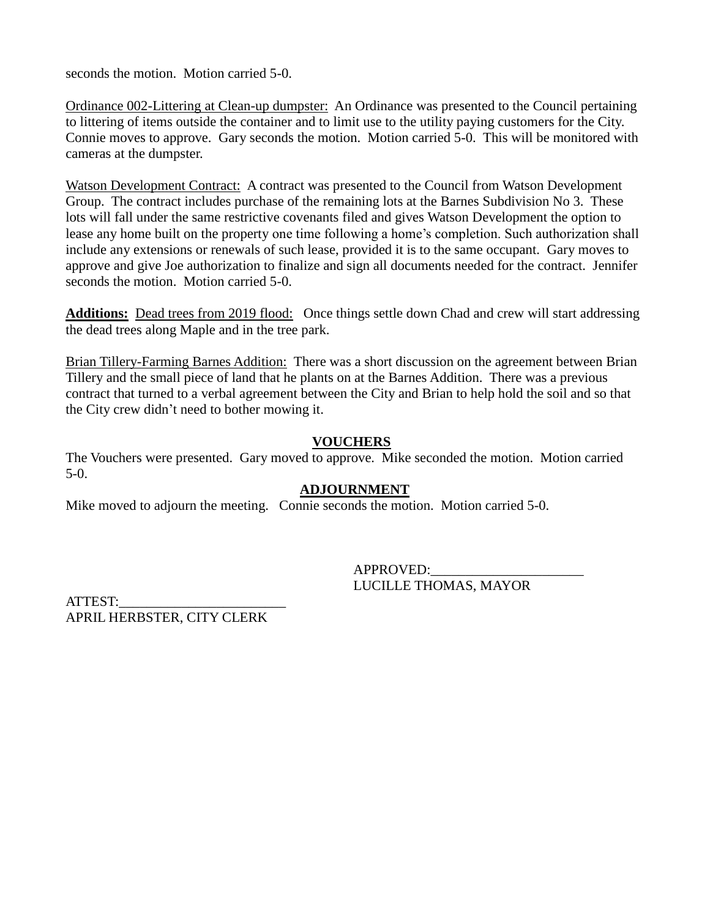seconds the motion. Motion carried 5-0.

Ordinance 002-Littering at Clean-up dumpster: An Ordinance was presented to the Council pertaining to littering of items outside the container and to limit use to the utility paying customers for the City. Connie moves to approve. Gary seconds the motion. Motion carried 5-0. This will be monitored with cameras at the dumpster.

Watson Development Contract: A contract was presented to the Council from Watson Development Group. The contract includes purchase of the remaining lots at the Barnes Subdivision No 3. These lots will fall under the same restrictive covenants filed and gives Watson Development the option to lease any home built on the property one time following a home's completion. Such authorization shall include any extensions or renewals of such lease, provided it is to the same occupant. Gary moves to approve and give Joe authorization to finalize and sign all documents needed for the contract. Jennifer seconds the motion. Motion carried 5-0.

**Additions:** Dead trees from 2019 flood: Once things settle down Chad and crew will start addressing the dead trees along Maple and in the tree park.

Brian Tillery-Farming Barnes Addition: There was a short discussion on the agreement between Brian Tillery and the small piece of land that he plants on at the Barnes Addition. There was a previous contract that turned to a verbal agreement between the City and Brian to help hold the soil and so that the City crew didn't need to bother mowing it.

## VOUCHERS

The Vouchers were presented. Gary moved to approve. Mike seconded the motion. Motion carried 5-0.

## ADJOURNMENT

Mike moved to adjourn the meeting. Connie seconds the motion. Motion carried 5-0.

APPROVED:______________________
LUCILLE THOMAS, MAYOR

ATTEST:________________________
APRIL HERBSTER, CITY CLERK